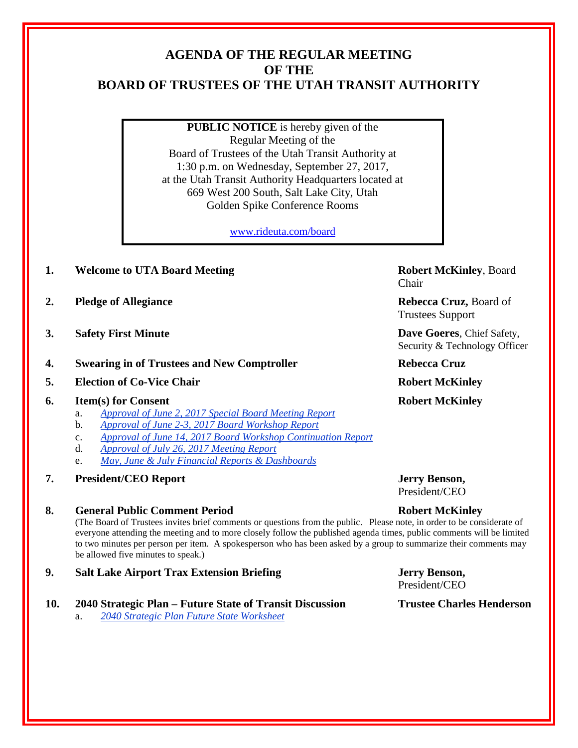# AGENDA OF THE REGULAR MEETING OF THE BOARD OF TRUSTEES OF THE UTAH TRANSIT AUTHORITY

**PUBLIC NOTICE** is hereby given of the Regular Meeting of the Board of Trustees of the Utah Transit Authority at 1:30 p.m. on Wednesday, September 27, 2017, at the Utah Transit Authority Headquarters located at 669 West 200 South, Salt Lake City, Utah Golden Spike Conference Rooms

www.rideuta.com/board

1. **Welcome to UTA Board Meeting** — **Robert McKinley**, Board Chair
2. **Pledge of Allegiance** — **Rebecca Cruz,** Board of Trustees Support
3. **Safety First Minute** — **Dave Goeres**, Chief Safety, Security & Technology Officer
4. **Swearing in of Trustees and New Comptroller** — **Rebecca Cruz**
5. **Election of Co-Vice Chair** — **Robert McKinley**
6. **Item(s) for Consent** — **Robert McKinley**
   a. *Approval of June 2, 2017 Special Board Meeting Report*
   b. *Approval of June 2-3, 2017 Board Workshop Report*
   c. *Approval of June 14, 2017 Board Workshop Continuation Report*
   d. *Approval of July 26, 2017 Meeting Report*
   e. *May, June & July Financial Reports & Dashboards*
7. **President/CEO Report** — **Jerry Benson,** President/CEO
8. **General Public Comment Period** — **Robert McKinley**

   (The Board of Trustees invites brief comments or questions from the public. Please note, in order to be considerate of everyone attending the meeting and to more closely follow the published agenda times, public comments will be limited to two minutes per person per item. A spokesperson who has been asked by a group to summarize their comments may be allowed five minutes to speak.)
9. **Salt Lake Airport Trax Extension Briefing** — **Jerry Benson,** President/CEO
10. **2040 Strategic Plan – Future State of Transit Discussion** — **Trustee Charles Henderson**
    a. *2040 Strategic Plan Future State Worksheet*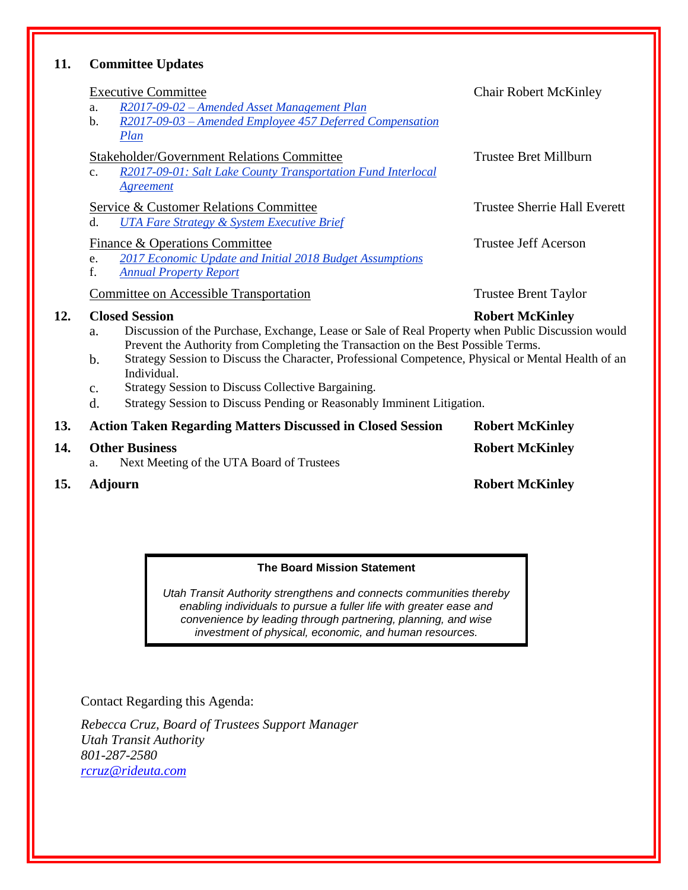## 11. Committee Updates

Executive Committee — Chair Robert McKinley

a. *R2017-09-02 – Amended Asset Management Plan*
b. *R2017-09-03 – Amended Employee 457 Deferred Compensation Plan*

Stakeholder/Government Relations Committee — Trustee Bret Millburn

c. *R2017-09-01: Salt Lake County Transportation Fund Interlocal Agreement*

Service & Customer Relations Committee — Trustee Sherrie Hall Everett

d. *UTA Fare Strategy & System Executive Brief*

Finance & Operations Committee — Trustee Jeff Acerson

e. *2017 Economic Update and Initial 2018 Budget Assumptions*
f. *Annual Property Report*

Committee on Accessible Transportation — Trustee Brent Taylor

## 12. Closed Session — Robert McKinley

a. Discussion of the Purchase, Exchange, Lease or Sale of Real Property when Public Discussion would Prevent the Authority from Completing the Transaction on the Best Possible Terms.
b. Strategy Session to Discuss the Character, Professional Competence, Physical or Mental Health of an Individual.
c. Strategy Session to Discuss Collective Bargaining.
d. Strategy Session to Discuss Pending or Reasonably Imminent Litigation.

## 13. Action Taken Regarding Matters Discussed in Closed Session — Robert McKinley

## 14. Other Business — Robert McKinley

a. Next Meeting of the UTA Board of Trustees

## 15. Adjourn — Robert McKinley

**The Board Mission Statement**

*Utah Transit Authority strengthens and connects communities thereby enabling individuals to pursue a fuller life with greater ease and convenience by leading through partnering, planning, and wise investment of physical, economic, and human resources.*

Contact Regarding this Agenda:

*Rebecca Cruz, Board of Trustees Support Manager*
*Utah Transit Authority*
*801-287-2580*
*rcruz@rideuta.com*